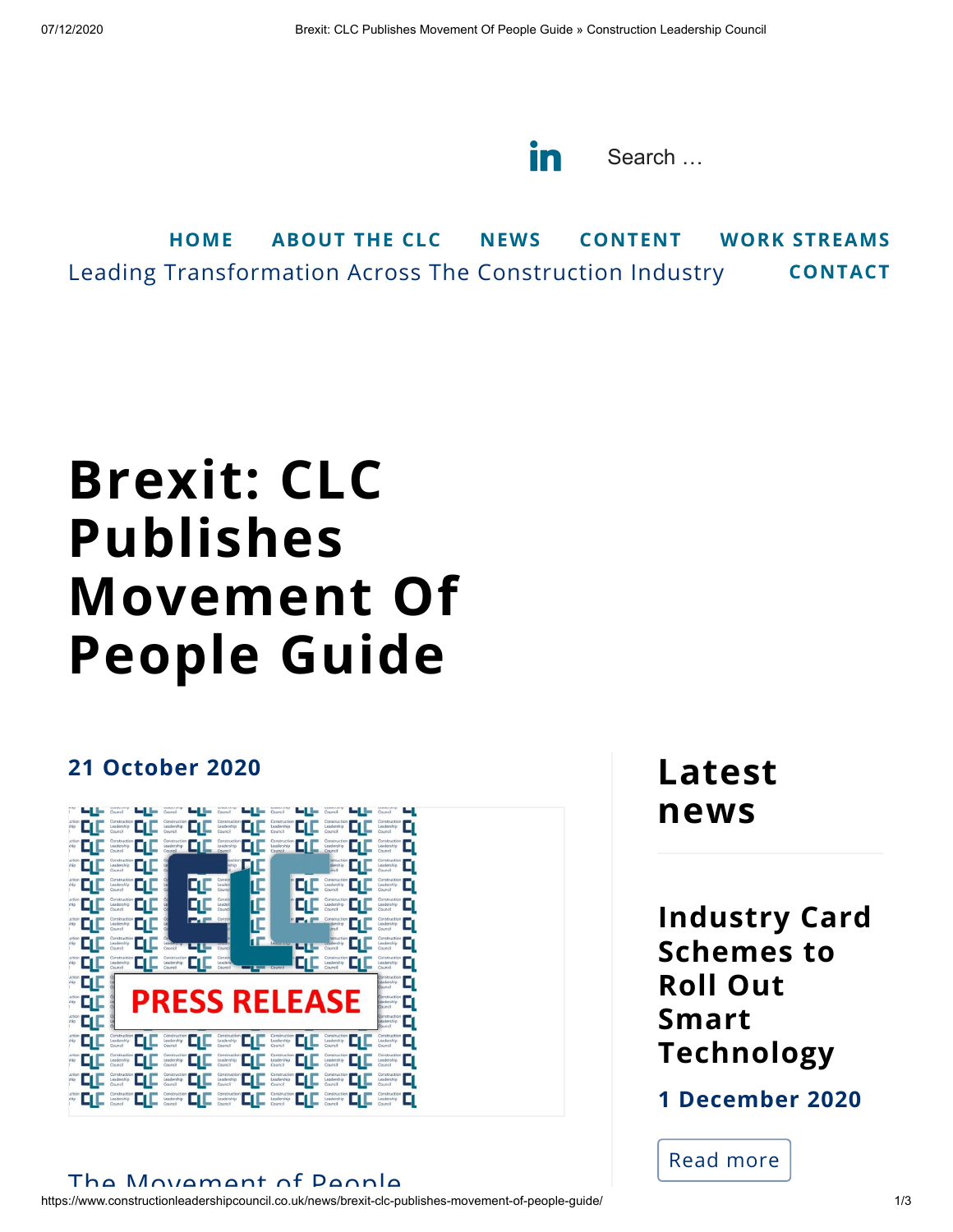Search …

HOME ABOUT THE CLC NEWS CONTENT WORK STREAMS

Leading Transformation Across The Construction Industry CONTACT

# Brexit: CLC Publishes Movement Of People Guide

**21 October 2020**

PRESS RELEASE

The Movement of People

## Latest news

### Industry Card Schemes to Roll Out Smart Technology

**1 December 2020**

Read more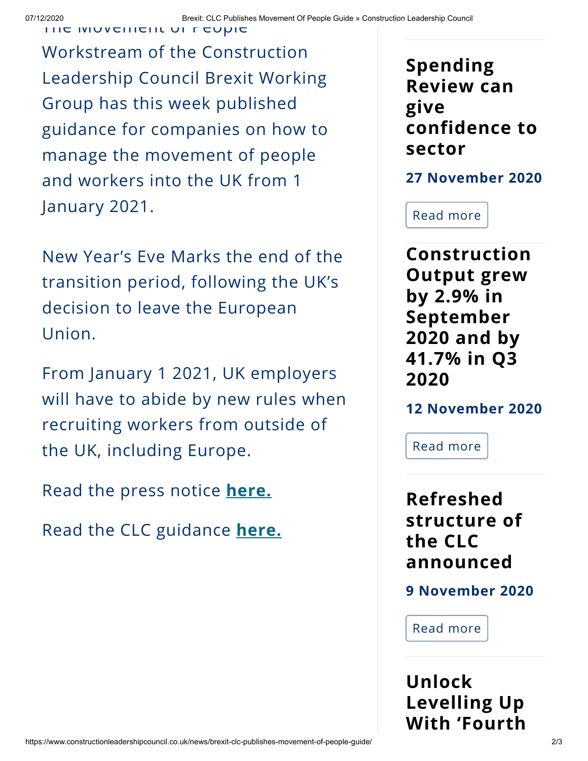The Movement of People Workstream of the Construction Leadership Council Brexit Working Group has this week published guidance for companies on how to manage the movement of people and workers into the UK from 1 January 2021.

New Year's Eve Marks the end of the transition period, following the UK's decision to leave the European Union.

From January 1 2021, UK employers will have to abide by new rules when recruiting workers from outside of the UK, including Europe.

Read the press notice **here.**

Read the CLC guidance **here.**

## Spending Review can give confidence to sector

**27 November 2020**

Read more

## Construction Output grew by 2.9% in September 2020 and by 41.7% in Q3 2020

**12 November 2020**

Read more

## Refreshed structure of the CLC announced

**9 November 2020**

Read more

## Unlock Levelling Up With 'Fourth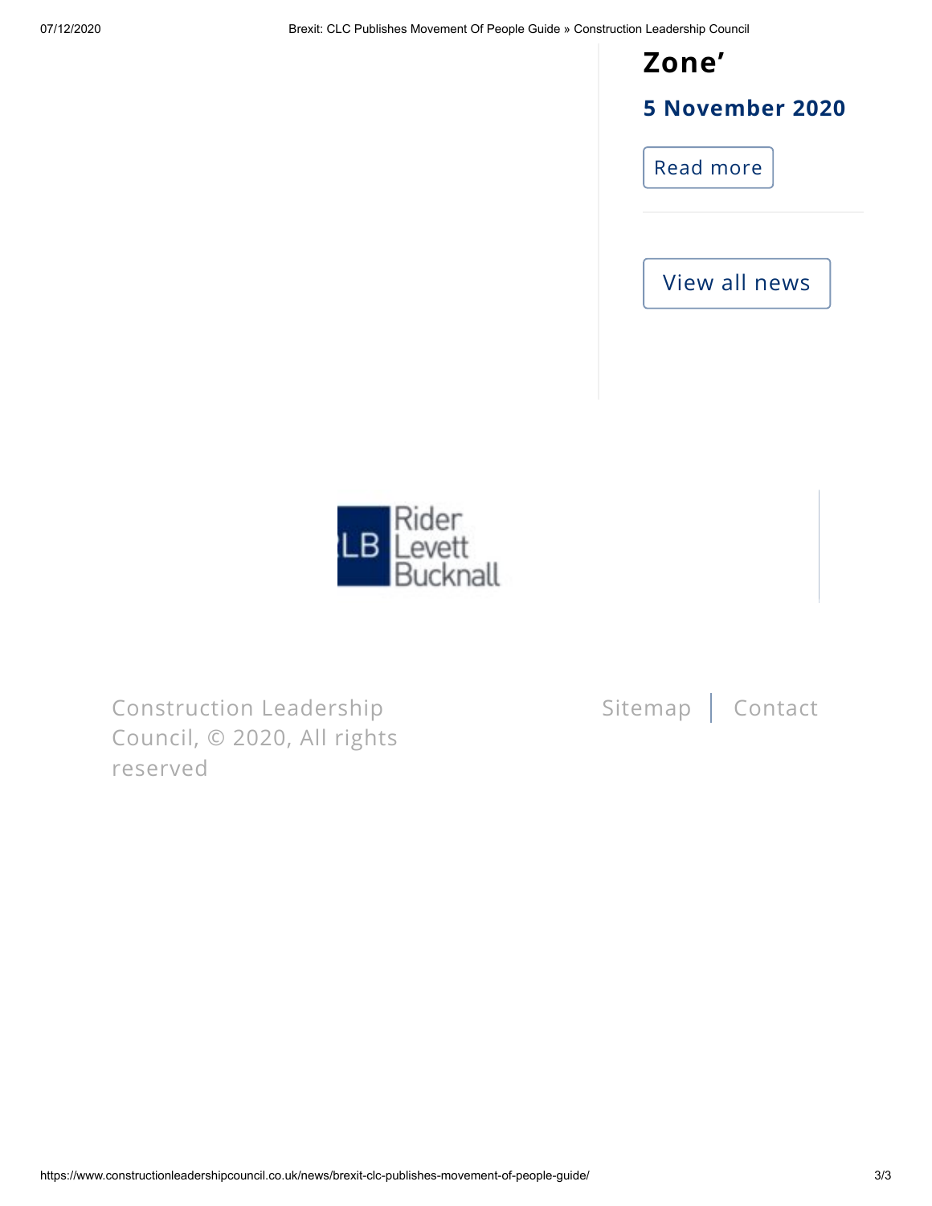**Zone'**

**5 November 2020**

Read more

View all news

Rider Levett Bucknall

Construction Leadership Council, © 2020, All rights reserved

Sitemap | Contact